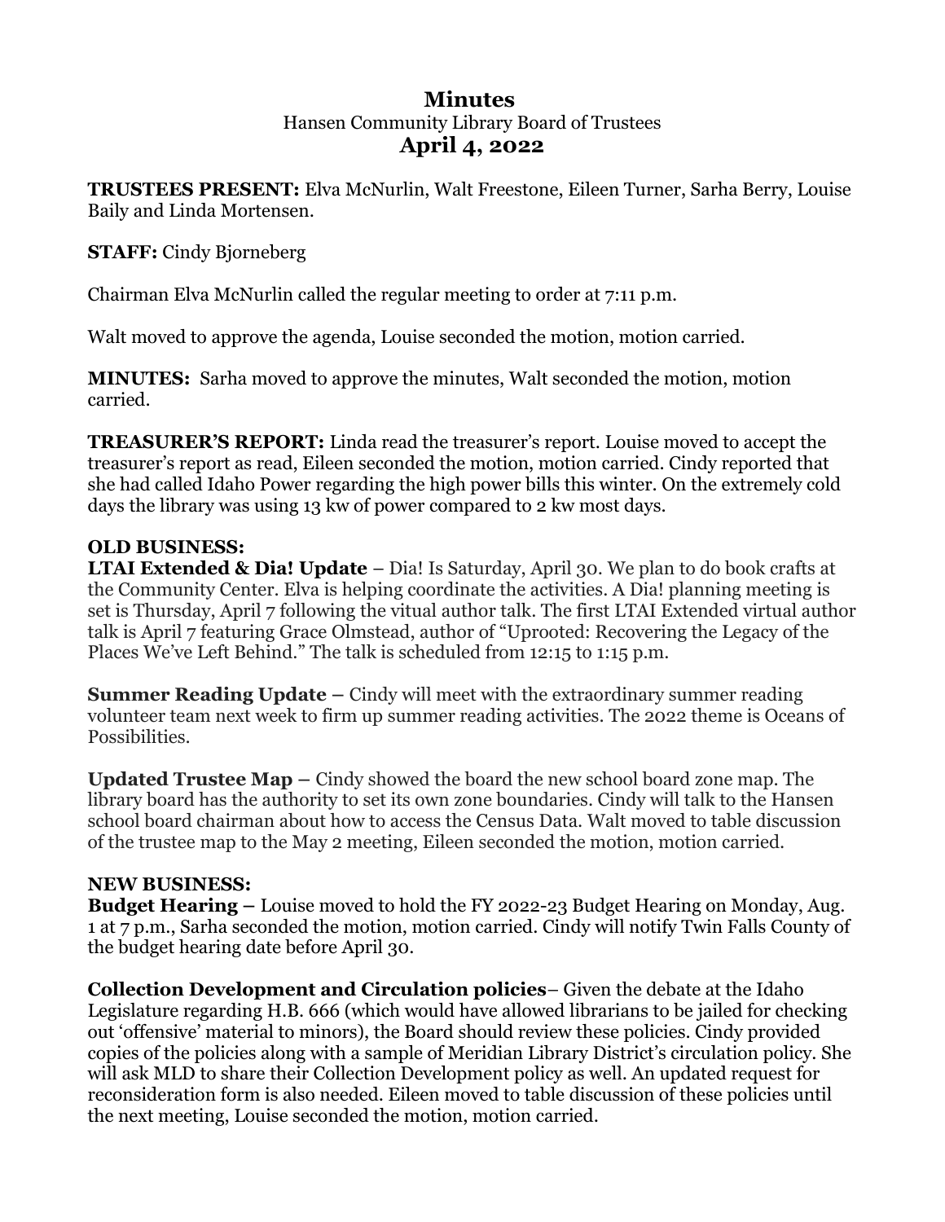# Minutes

Hansen Community Library Board of Trustees

## April 4, 2022

**TRUSTEES PRESENT:** Elva McNurlin, Walt Freestone, Eileen Turner, Sarha Berry, Louise Baily and Linda Mortensen.

**STAFF:** Cindy Bjorneberg

Chairman Elva McNurlin called the regular meeting to order at 7:11 p.m.

Walt moved to approve the agenda, Louise seconded the motion, motion carried.

**MINUTES:** Sarha moved to approve the minutes, Walt seconded the motion, motion carried.

**TREASURER'S REPORT:** Linda read the treasurer's report. Louise moved to accept the treasurer's report as read, Eileen seconded the motion, motion carried. Cindy reported that she had called Idaho Power regarding the high power bills this winter. On the extremely cold days the library was using 13 kw of power compared to 2 kw most days.

**OLD BUSINESS:**

**LTAI Extended & Dia! Update** – Dia! Is Saturday, April 30. We plan to do book crafts at the Community Center. Elva is helping coordinate the activities. A Dia! planning meeting is set is Thursday, April 7 following the vitual author talk. The first LTAI Extended virtual author talk is April 7 featuring Grace Olmstead, author of "Uprooted: Recovering the Legacy of the Places We've Left Behind." The talk is scheduled from 12:15 to 1:15 p.m.

**Summer Reading Update** – Cindy will meet with the extraordinary summer reading volunteer team next week to firm up summer reading activities. The 2022 theme is Oceans of Possibilities.

**Updated Trustee Map** – Cindy showed the board the new school board zone map. The library board has the authority to set its own zone boundaries. Cindy will talk to the Hansen school board chairman about how to access the Census Data. Walt moved to table discussion of the trustee map to the May 2 meeting, Eileen seconded the motion, motion carried.

**NEW BUSINESS:**

**Budget Hearing** – Louise moved to hold the FY 2022-23 Budget Hearing on Monday, Aug. 1 at 7 p.m., Sarha seconded the motion, motion carried. Cindy will notify Twin Falls County of the budget hearing date before April 30.

**Collection Development and Circulation policies**– Given the debate at the Idaho Legislature regarding H.B. 666 (which would have allowed librarians to be jailed for checking out 'offensive' material to minors), the Board should review these policies. Cindy provided copies of the policies along with a sample of Meridian Library District's circulation policy. She will ask MLD to share their Collection Development policy as well. An updated request for reconsideration form is also needed. Eileen moved to table discussion of these policies until the next meeting, Louise seconded the motion, motion carried.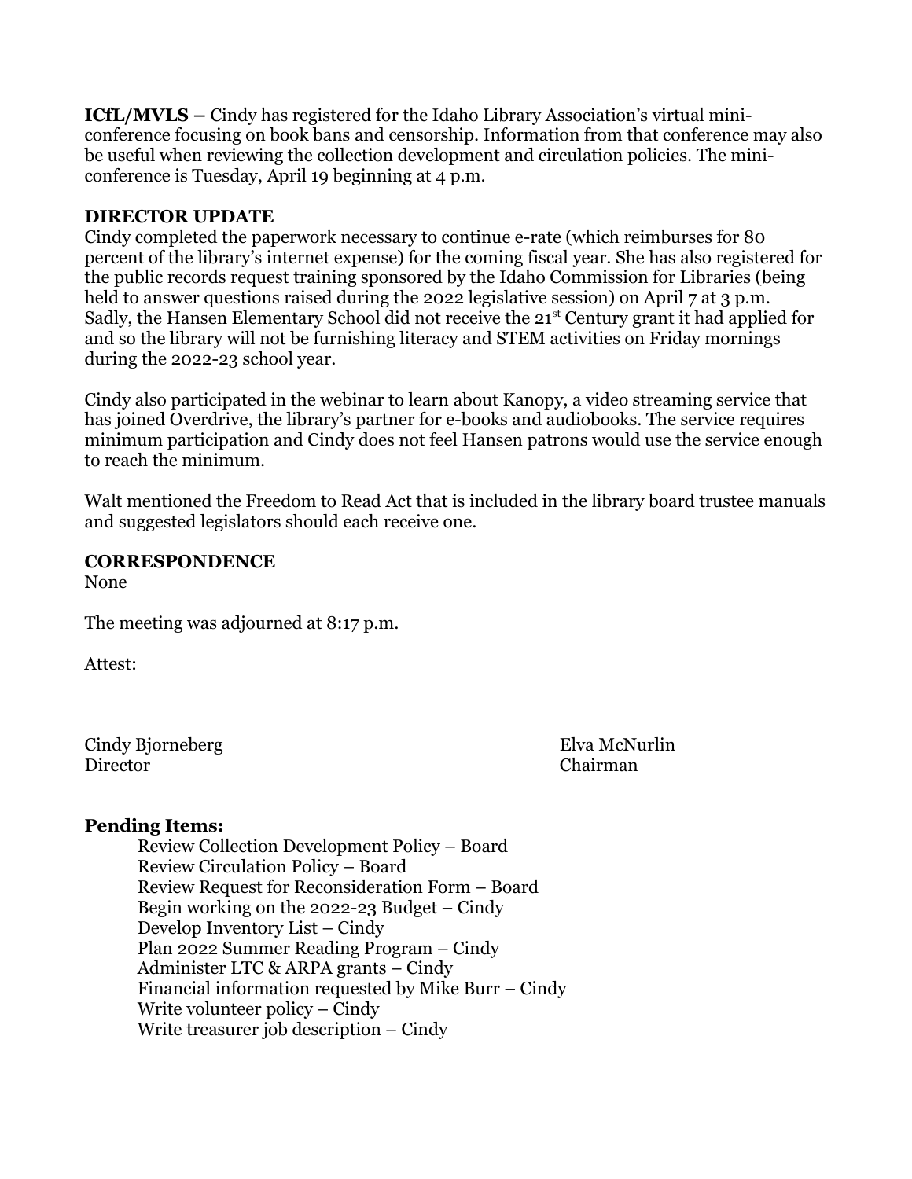**ICfL/MVLS –** Cindy has registered for the Idaho Library Association's virtual mini-conference focusing on book bans and censorship. Information from that conference may also be useful when reviewing the collection development and circulation policies. The mini-conference is Tuesday, April 19 beginning at 4 p.m.

**DIRECTOR UPDATE**

Cindy completed the paperwork necessary to continue e-rate (which reimburses for 80 percent of the library's internet expense) for the coming fiscal year. She has also registered for the public records request training sponsored by the Idaho Commission for Libraries (being held to answer questions raised during the 2022 legislative session) on April 7 at 3 p.m. Sadly, the Hansen Elementary School did not receive the 21st Century grant it had applied for and so the library will not be furnishing literacy and STEM activities on Friday mornings during the 2022-23 school year.

Cindy also participated in the webinar to learn about Kanopy, a video streaming service that has joined Overdrive, the library's partner for e-books and audiobooks. The service requires minimum participation and Cindy does not feel Hansen patrons would use the service enough to reach the minimum.

Walt mentioned the Freedom to Read Act that is included in the library board trustee manuals and suggested legislators should each receive one.

**CORRESPONDENCE**

None

The meeting was adjourned at 8:17 p.m.

Attest:

Cindy Bjorneberg
Director

Elva McNurlin
Chairman

**Pending Items:**

- Review Collection Development Policy – Board
- Review Circulation Policy – Board
- Review Request for Reconsideration Form – Board
- Begin working on the 2022-23 Budget – Cindy
- Develop Inventory List – Cindy
- Plan 2022 Summer Reading Program – Cindy
- Administer LTC & ARPA grants – Cindy
- Financial information requested by Mike Burr – Cindy
- Write volunteer policy – Cindy
- Write treasurer job description – Cindy